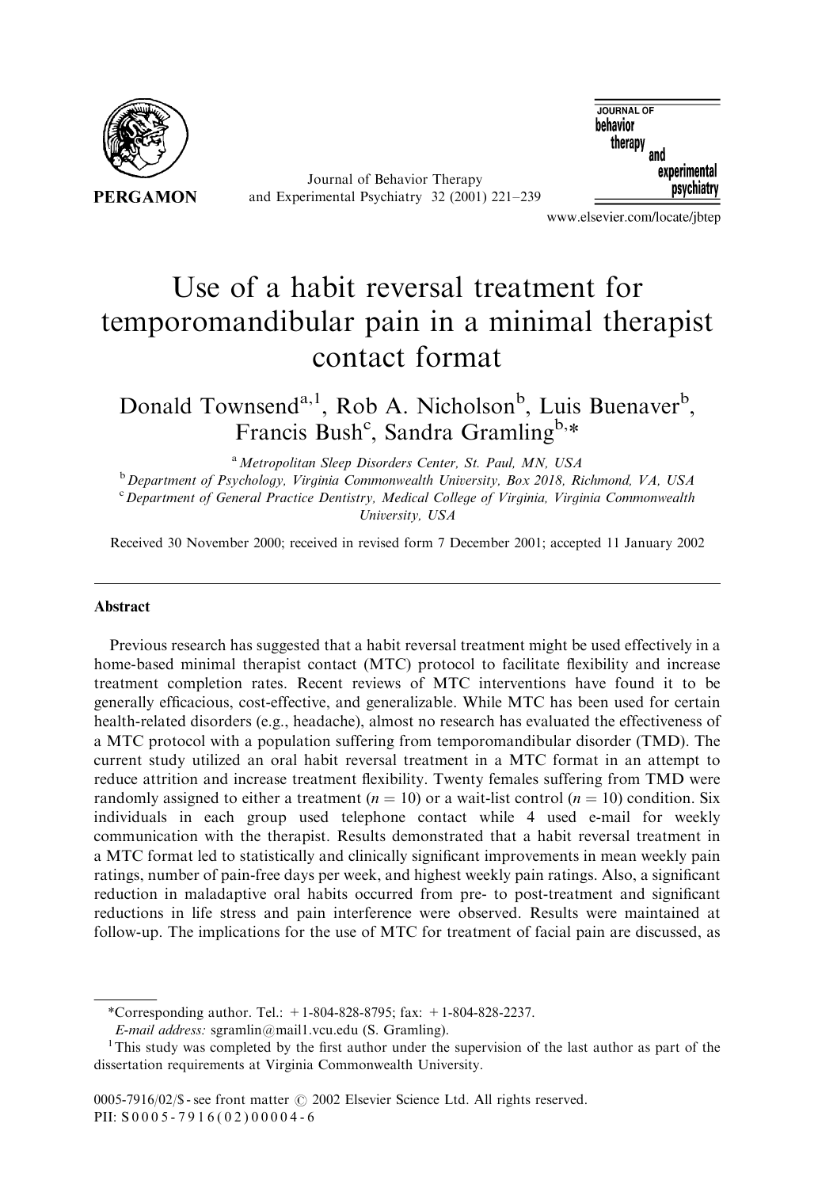# Use of a habit reversal treatment for temporomandibular pain in a minimal therapist contact format

Donald Townsend[a,1], Rob A. Nicholson[b], Luis Buenaver[b], Francis Bush[c], Sandra Gramling[b,*]

[a] *Metropolitan Sleep Disorders Center, St. Paul, MN, USA*

[b] *Department of Psychology, Virginia Commonwealth University, Box 2018, Richmond, VA, USA*

[c] *Department of General Practice Dentistry, Medical College of Virginia, Virginia Commonwealth University, USA*

Received 30 November 2000; received in revised form 7 December 2001; accepted 11 January 2002

## Abstract

Previous research has suggested that a habit reversal treatment might be used effectively in a home-based minimal therapist contact (MTC) protocol to facilitate flexibility and increase treatment completion rates. Recent reviews of MTC interventions have found it to be generally efficacious, cost-effective, and generalizable. While MTC has been used for certain health-related disorders (e.g., headache), almost no research has evaluated the effectiveness of a MTC protocol with a population suffering from temporomandibular disorder (TMD). The current study utilized an oral habit reversal treatment in a MTC format in an attempt to reduce attrition and increase treatment flexibility. Twenty females suffering from TMD were randomly assigned to either a treatment ($n = 10$) or a wait-list control ($n = 10$) condition. Six individuals in each group used telephone contact while 4 used e-mail for weekly communication with the therapist. Results demonstrated that a habit reversal treatment in a MTC format led to statistically and clinically significant improvements in mean weekly pain ratings, number of pain-free days per week, and highest weekly pain ratings. Also, a significant reduction in maladaptive oral habits occurred from pre- to post-treatment and significant reductions in life stress and pain interference were observed. Results were maintained at follow-up. The implications for the use of MTC for treatment of facial pain are discussed, as

---

*Corresponding author. Tel.: +1-804-828-8795; fax: +1-804-828-2237.

*E-mail address:* sgramlin@mail1.vcu.edu (S. Gramling).

[1] This study was completed by the first author under the supervision of the last author as part of the dissertation requirements at Virginia Commonwealth University.

0005-7916/02/$ - see front matter © 2002 Elsevier Science Ltd. All rights reserved.
PII: S0005-7916(02)00004-6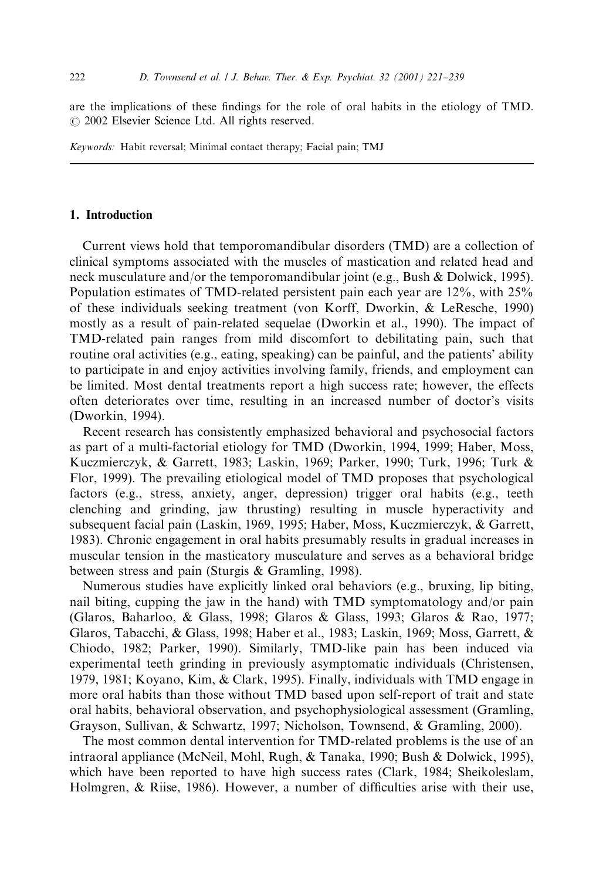are the implications of these findings for the role of oral habits in the etiology of TMD. © 2002 Elsevier Science Ltd. All rights reserved.

*Keywords:* Habit reversal; Minimal contact therapy; Facial pain; TMJ

## 1. Introduction

Current views hold that temporomandibular disorders (TMD) are a collection of clinical symptoms associated with the muscles of mastication and related head and neck musculature and/or the temporomandibular joint (e.g., Bush & Dolwick, 1995). Population estimates of TMD-related persistent pain each year are 12%, with 25% of these individuals seeking treatment (von Korff, Dworkin, & LeResche, 1990) mostly as a result of pain-related sequelae (Dworkin et al., 1990). The impact of TMD-related pain ranges from mild discomfort to debilitating pain, such that routine oral activities (e.g., eating, speaking) can be painful, and the patients' ability to participate in and enjoy activities involving family, friends, and employment can be limited. Most dental treatments report a high success rate; however, the effects often deteriorates over time, resulting in an increased number of doctor's visits (Dworkin, 1994).

Recent research has consistently emphasized behavioral and psychosocial factors as part of a multi-factorial etiology for TMD (Dworkin, 1994, 1999; Haber, Moss, Kuczmierczyk, & Garrett, 1983; Laskin, 1969; Parker, 1990; Turk, 1996; Turk & Flor, 1999). The prevailing etiological model of TMD proposes that psychological factors (e.g., stress, anxiety, anger, depression) trigger oral habits (e.g., teeth clenching and grinding, jaw thrusting) resulting in muscle hyperactivity and subsequent facial pain (Laskin, 1969, 1995; Haber, Moss, Kuczmierczyk, & Garrett, 1983). Chronic engagement in oral habits presumably results in gradual increases in muscular tension in the masticatory musculature and serves as a behavioral bridge between stress and pain (Sturgis & Gramling, 1998).

Numerous studies have explicitly linked oral behaviors (e.g., bruxing, lip biting, nail biting, cupping the jaw in the hand) with TMD symptomatology and/or pain (Glaros, Baharloo, & Glass, 1998; Glaros & Glass, 1993; Glaros & Rao, 1977; Glaros, Tabacchi, & Glass, 1998; Haber et al., 1983; Laskin, 1969; Moss, Garrett, & Chiodo, 1982; Parker, 1990). Similarly, TMD-like pain has been induced via experimental teeth grinding in previously asymptomatic individuals (Christensen, 1979, 1981; Koyano, Kim, & Clark, 1995). Finally, individuals with TMD engage in more oral habits than those without TMD based upon self-report of trait and state oral habits, behavioral observation, and psychophysiological assessment (Gramling, Grayson, Sullivan, & Schwartz, 1997; Nicholson, Townsend, & Gramling, 2000).

The most common dental intervention for TMD-related problems is the use of an intraoral appliance (McNeil, Mohl, Rugh, & Tanaka, 1990; Bush & Dolwick, 1995), which have been reported to have high success rates (Clark, 1984; Sheikoleslam, Holmgren, & Riise, 1986). However, a number of difficulties arise with their use,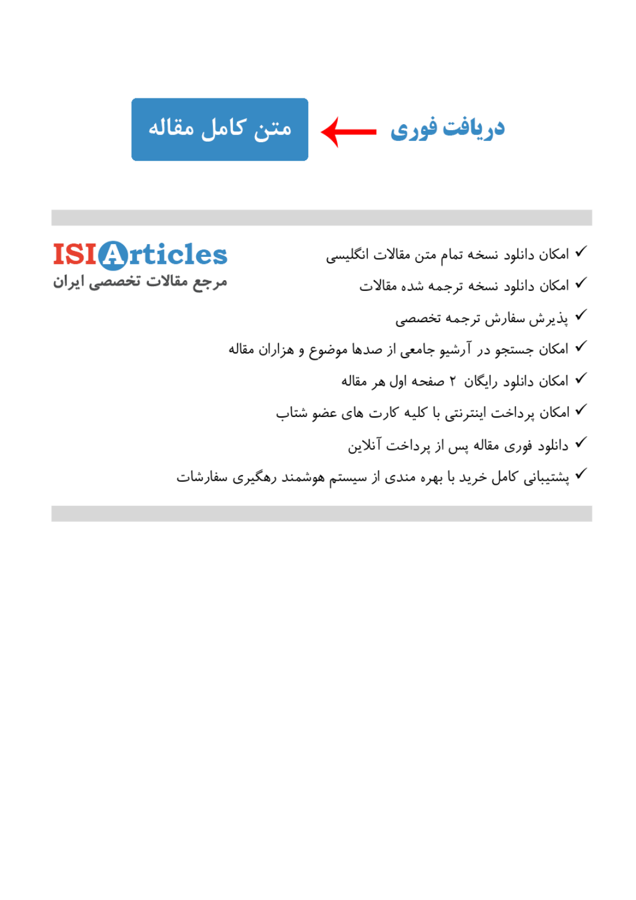دریافت فوری ← **متن کامل مقاله**

**ISIArticles**
مرجع مقالات تخصصی ایران

- ✓ امکان دانلود نسخه تمام متن مقالات انگلیسی
- ✓ امکان دانلود نسخه ترجمه شده مقالات
- ✓ پذیرش سفارش ترجمه تخصصی
- ✓ امکان جستجو در آرشیو جامعی از صدها موضوع و هزاران مقاله
- ✓ امکان دانلود رایگان ۲ صفحه اول هر مقاله
- ✓ امکان پرداخت اینترنتی با کلیه کارت های عضو شتاب
- ✓ دانلود فوری مقاله پس از پرداخت آنلاین
- ✓ پشتیبانی کامل خرید با بهره مندی از سیستم هوشمند رهگیری سفارشات